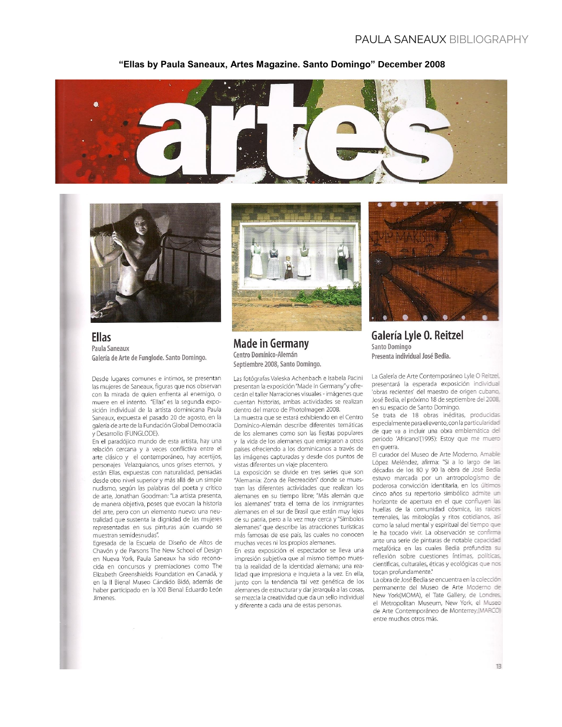**"Ellas by Paula Saneaux, Artes Magazine. Santo Domingo" December 2008**

# artes

## Ellas

Paula Saneaux
Galería de Arte de Funglode. Santo Domingo.

Desde lugares comunes e íntimos, se presentan las mujeres de Saneaux, figuras que nos observan con la mirada de quien enfrenta al enemigo, o muere en el intento. "Ellas" es la segunda exposición individual de la artista dominicana Paula Saneaux, expuesta el pasado 20 de agosto, en la galería de arte de la Fundación Global Democracia y Desarrollo (FUNGLODE).

En el paradójico mundo de esta artista, hay una relación cercana y a veces conflictiva entre el arte clásico y el contemporáneo, hay acertijos, personajes Velazquianos, unos grises eternos, y están Ellas, expuestas con naturalidad, pensadas desde otro nivel superior y más allá de un simple nudismo, según las palabras del poeta y crítico de arte, Jonathan Goodman: "La artista presenta, de manera objetiva, poses que evocan la historia del arte, pero con un elemento nuevo: una neutralidad que sustenta la dignidad de las mujeres representadas en sus pinturas aún cuando se muestran semidesnudas".

Egresada de la Escuela de Diseño de Altos de Chavón y de Parsons The New School of Design en Nueva York, Paula Saneaux ha sido reconocida en concursos y premiaciones como The Elizabeth Greenshields Foundation en Canadá, y en la II Bienal Museo Cándido Bidó, además de haber participado en la XXI Bienal Eduardo León Jimenes.

## Made in Germany

Centro Domínico-Alemán
Septiembre 2008, Santo Domingo.

Las fotógrafas Valeska Achenbach e Isabela Pacini presentan la exposición "Made in Germany" y ofrecerán el taller Narraciones visuales - imágenes que cuentan historias, ambas actividades se realizan dentro del marco de PhotoImagen 2008.

La muestra que se estará exhibiendo en el Centro Domínico-Alemán describe diferentes temáticas de los alemanes como son las fiestas populares y la vida de los alemanes que emigraron a otros países ofreciendo a los dominicanos a través de las imágenes capturadas y desde dos puntos de vistas diferentes un viaje placentero.

La exposición se divide en tres series que son "Alemania: Zona de Recreación" donde se muestran las diferentes actividades que realizan los alemanes en su tiempo libre; "Más alemán que los alemanes" trata el tema de los inmigrantes alemanes en el sur de Brasil que están muy lejos de su patria, pero a la vez muy cerca y "Símbolos alemanes" que describe las atracciones turísticas más famosas de ese país, las cuales no conocen muchas veces ni los propios alemanes.

En esta exposición el espectador se lleva una impresión subjetiva que al mismo tiempo muestra la realidad de la identidad alemana; una realidad que impresiona e inquieta a la vez. En ella, junto con la tendencia tal vez genética de los alemanes de estructurar y dar jerarquía a las cosas, se mezcla la creatividad que da un sello individual y diferente a cada una de estas personas.

## Galería Lyle O. Reitzel

Santo Domingo
Presenta individual José Bedia.

La Galería de Arte Contemporáneo Lyle O Reitzel, presentará la esperada exposición individual 'obras recientes' del maestro de origen cubano, José Bedia, el próximo 18 de septiembre del 2008, en su espacio de Santo Domingo.

Se trata de 18 obras inéditas, producidas especialmente para el evento, con la particularidad de que va a incluir una obra emblemática del periodo 'Africano'(1995): Estoy que me muero en guerra.

El curador del Museo de Arte Moderno, Amable López Meléndez, afirma: "Si a lo largo de las décadas de los 80 y 90 la obra de José Bedia estuvo marcada por un antropologismo de poderosa convicción identitaria, en los últimos cinco años su repertorio simbólico admite un horizonte de apertura en el que confluyen las huellas de la comunidad cósmica, las raíces terrenales, las mitologías y ritos cotidianos, así como la salud mental y espiritual del tiempo que le ha tocado vivir. La observación se confirma ante una serie de pinturas de notable capacidad metafórica en las cuales Bedia profundiza su reflexión sobre cuestiones íntimas, políticas, científicas, culturales, éticas y ecológicas que nos tocan profundamente."

La obra de José Bedia se encuentra en la colección permanente del Museo de Arte Moderno de New York(MOMA), el Tate Gallery, de Londres, el Metropolitan Museum, New York, el Museo de Arte Contemporáneo de Monterrey,(MARCO) entre muchos otros más.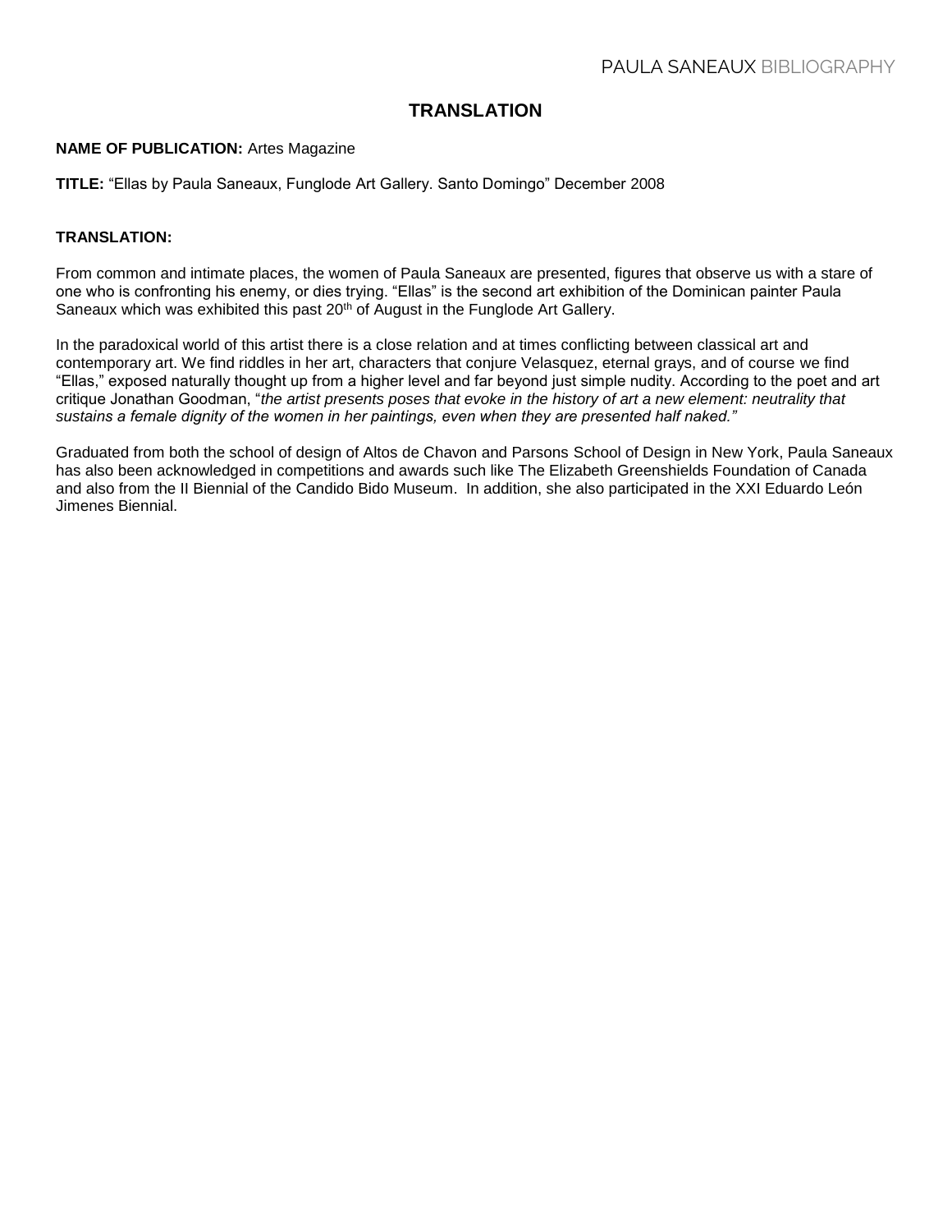# TRANSLATION

**NAME OF PUBLICATION:** Artes Magazine

**TITLE:** "Ellas by Paula Saneaux, Funglode Art Gallery. Santo Domingo" December 2008

**TRANSLATION:**

From common and intimate places, the women of Paula Saneaux are presented, figures that observe us with a stare of one who is confronting his enemy, or dies trying. "Ellas" is the second art exhibition of the Dominican painter Paula Saneaux which was exhibited this past 20th of August in the Funglode Art Gallery.

In the paradoxical world of this artist there is a close relation and at times conflicting between classical art and contemporary art. We find riddles in her art, characters that conjure Velasquez, eternal grays, and of course we find "Ellas," exposed naturally thought up from a higher level and far beyond just simple nudity. According to the poet and art critique Jonathan Goodman, "*the artist presents poses that evoke in the history of art a new element: neutrality that sustains a female dignity of the women in her paintings, even when they are presented half naked.*"

Graduated from both the school of design of Altos de Chavon and Parsons School of Design in New York, Paula Saneaux has also been acknowledged in competitions and awards such like The Elizabeth Greenshields Foundation of Canada and also from the II Biennial of the Candido Bido Museum. In addition, she also participated in the XXI Eduardo León Jimenes Biennial.